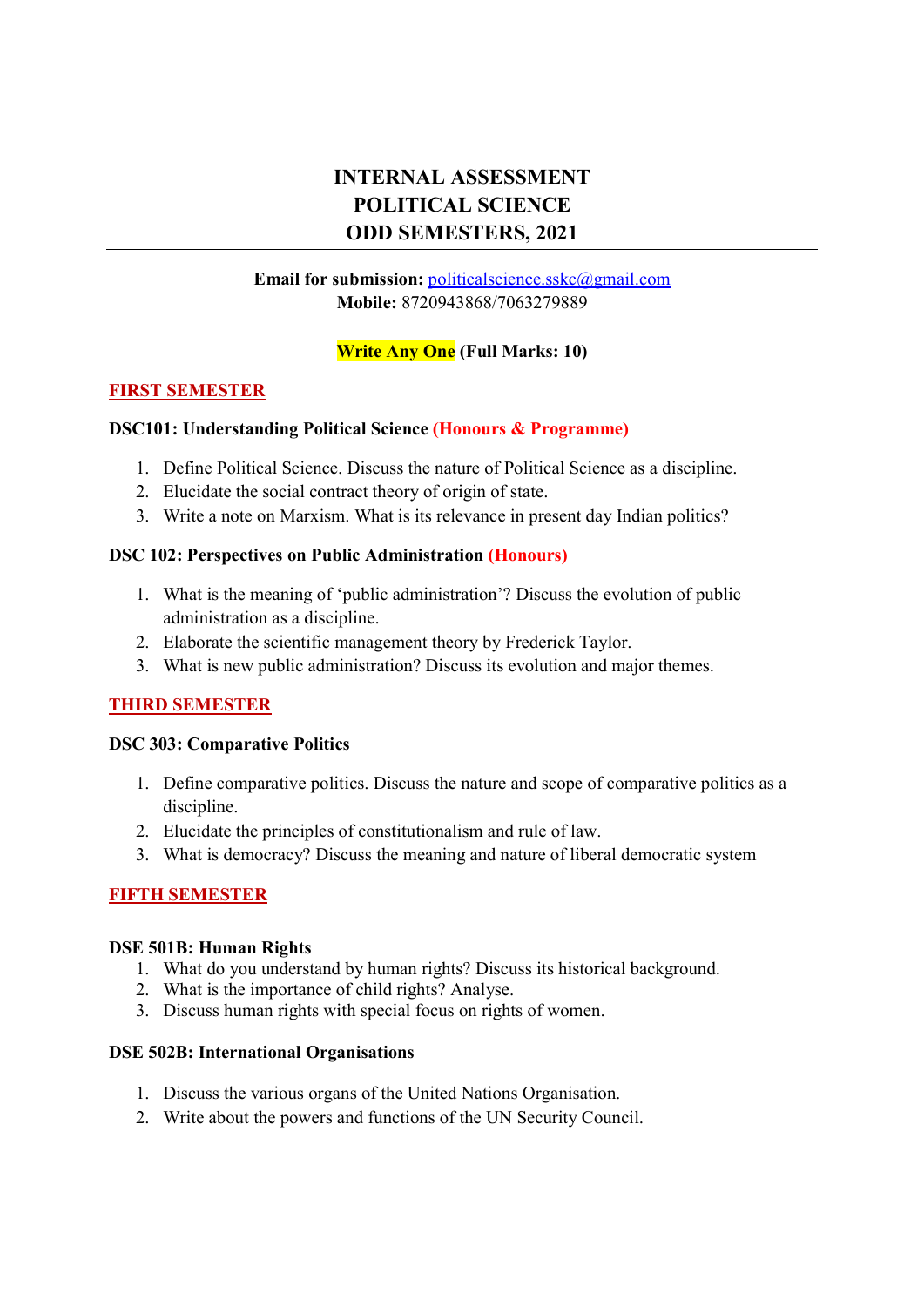# INTERNAL ASSESSMENT
# POLITICAL SCIENCE
# ODD SEMESTERS, 2021

---

**Email for submission:** politicalscience.sskc@gmail.com
**Mobile:** 8720943868/7063279889

**Write Any One (Full Marks: 10)**

## FIRST SEMESTER

### DSC101: Understanding Political Science (Honours & Programme)

1. Define Political Science. Discuss the nature of Political Science as a discipline.
2. Elucidate the social contract theory of origin of state.
3. Write a note on Marxism. What is its relevance in present day Indian politics?

### DSC 102: Perspectives on Public Administration (Honours)

1. What is the meaning of 'public administration'? Discuss the evolution of public administration as a discipline.
2. Elaborate the scientific management theory by Frederick Taylor.
3. What is new public administration? Discuss its evolution and major themes.

## THIRD SEMESTER

### DSC 303: Comparative Politics

1. Define comparative politics. Discuss the nature and scope of comparative politics as a discipline.
2. Elucidate the principles of constitutionalism and rule of law.
3. What is democracy? Discuss the meaning and nature of liberal democratic system

## FIFTH SEMESTER

### DSE 501B: Human Rights

1. What do you understand by human rights? Discuss its historical background.
2. What is the importance of child rights? Analyse.
3. Discuss human rights with special focus on rights of women.

### DSE 502B: International Organisations

1. Discuss the various organs of the United Nations Organisation.
2. Write about the powers and functions of the UN Security Council.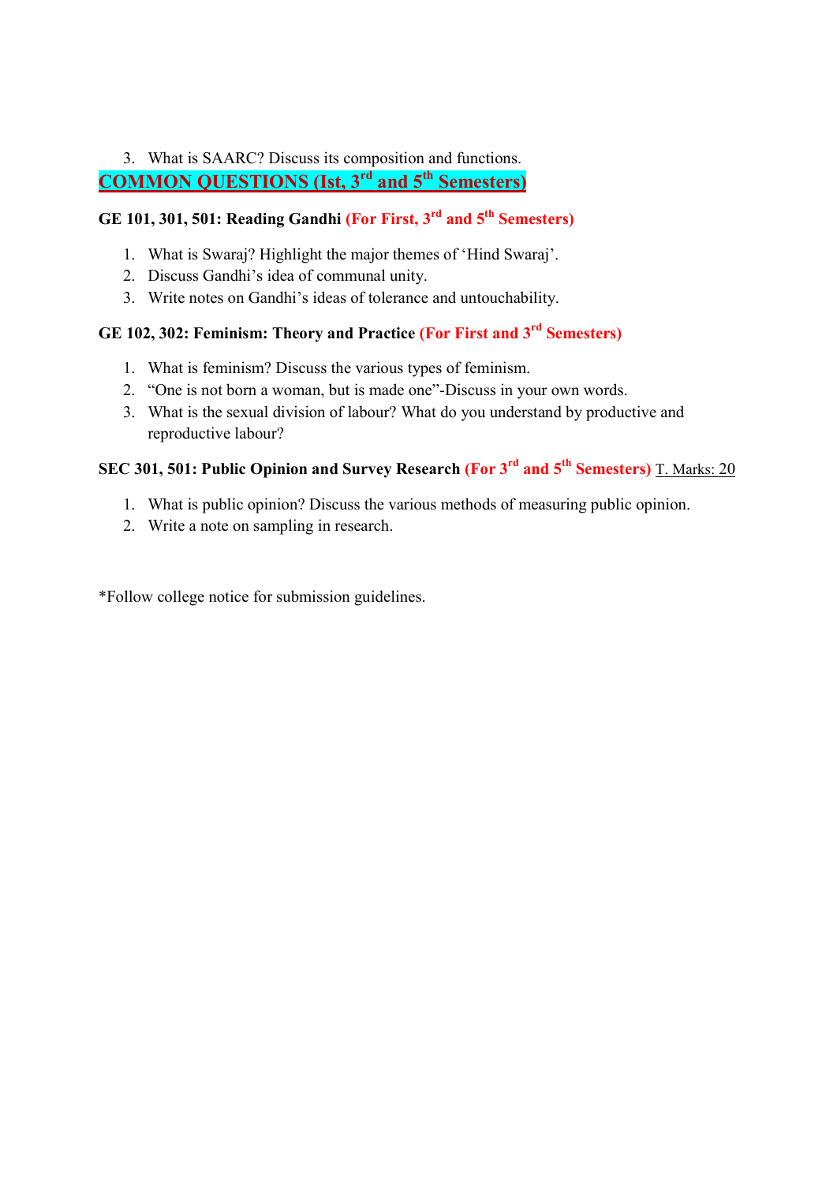3. What is SAARC? Discuss its composition and functions.

## COMMON QUESTIONS (Ist, 3rd and 5th Semesters)

**GE 101, 301, 501: Reading Gandhi (For First, 3rd and 5th Semesters)**

1. What is Swaraj? Highlight the major themes of 'Hind Swaraj'.
2. Discuss Gandhi's idea of communal unity.
3. Write notes on Gandhi's ideas of tolerance and untouchability.

**GE 102, 302: Feminism: Theory and Practice (For First and 3rd Semesters)**

1. What is feminism? Discuss the various types of feminism.
2. "One is not born a woman, but is made one"-Discuss in your own words.
3. What is the sexual division of labour? What do you understand by productive and reproductive labour?

**SEC 301, 501: Public Opinion and Survey Research (For 3rd and 5th Semesters)** T. Marks: 20

1. What is public opinion? Discuss the various methods of measuring public opinion.
2. Write a note on sampling in research.

*Follow college notice for submission guidelines.